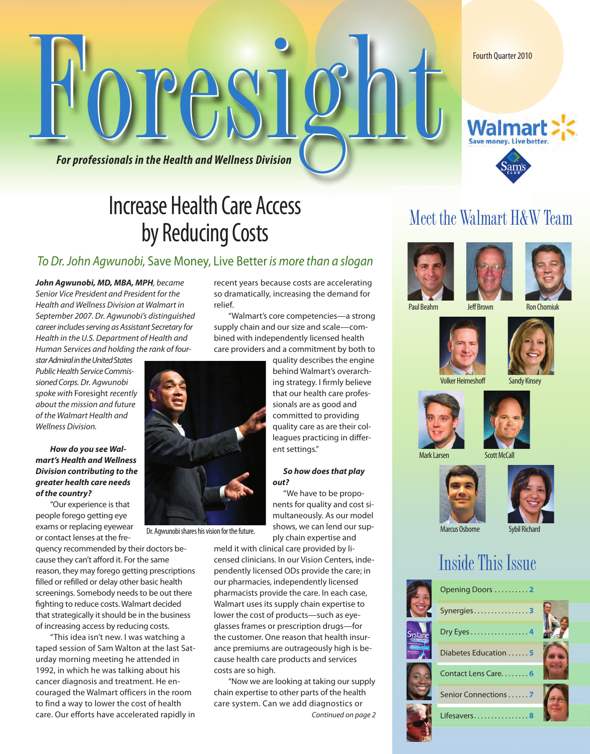# Foresight

**For professionals in the Health and Wellness Division**

Fourth Quarter 2010

Walmart Save money. Live better.

Sam's Club

## Increase Health Care Access by Reducing Costs

*To Dr. John Agwunobi,* Save Money, Live Better *is more than a slogan*

***John Agwunobi, MD, MBA, MPH**, became Senior Vice President and President for the Health and Wellness Division at Walmart in September 2007. Dr. Agwunobi's distinguished career includes serving as Assistant Secretary for Health in the U.S. Department of Health and Human Services and holding the rank of four-star Admiral in the United States Public Health Service Commissioned Corps. Dr. Agwunobi spoke with* Foresight *recently about the mission and future of the Walmart Health and Wellness Division.*

***How do you see Walmart's Health and Wellness Division contributing to the greater health care needs of the country?***

"Our experience is that people forego getting eye exams or replacing eyewear or contact lenses at the frequency recommended by their doctors because they can't afford it. For the same reason, they may forego getting prescriptions filled or refilled or delay other basic health screenings. Somebody needs to be out there fighting to reduce costs. Walmart decided that strategically it should be in the business of increasing access by reducing costs.

"This idea isn't new. I was watching a taped session of Sam Walton at the last Saturday morning meeting he attended in 1992, in which he was talking about his cancer diagnosis and treatment. He encouraged the Walmart officers in the room to find a way to lower the cost of health care. Our efforts have accelerated rapidly in recent years because costs are accelerating so dramatically, increasing the demand for relief.

"Walmart's core competencies—a strong supply chain and our size and scale—combined with independently licensed health care providers and a commitment by both to quality describes the engine behind Walmart's overarching strategy. I firmly believe that our health care professionals are as good and committed to providing quality care as are their colleagues practicing in different settings."

Dr. Agwunobi shares his vision for the future.

***So how does that play out?***

"We have to be proponents for quality and cost simultaneously. As our model shows, we can lend our supply chain expertise and meld it with clinical care provided by licensed clinicians. In our Vision Centers, independently licensed ODs provide the care; in our pharmacies, independently licensed pharmacists provide the care. In each case, Walmart uses its supply chain expertise to lower the cost of products—such as eyeglasses frames or prescription drugs—for the customer. One reason that health insurance premiums are outrageously high is because health care products and services costs are so high.

"Now we are looking at taking our supply chain expertise to other parts of the health care system. Can we add diagnostics or

*Continued on page 2*

## Meet the Walmart H&W Team

Paul Beahm
Jeff Brown
Ron Chomiuk
Volker Heimeshoff
Sandy Kinsey
Mark Larsen
Scott McCall
Marcus Osborne
Sybil Richard

## Inside This Issue

- Opening Doors .......... 2
- Synergies ................ 3
- Dry Eyes ................. 4
- Diabetes Education ...... 5
- Contact Lens Care........ 6
- Senior Connections ...... 7
- Lifesavers................ 8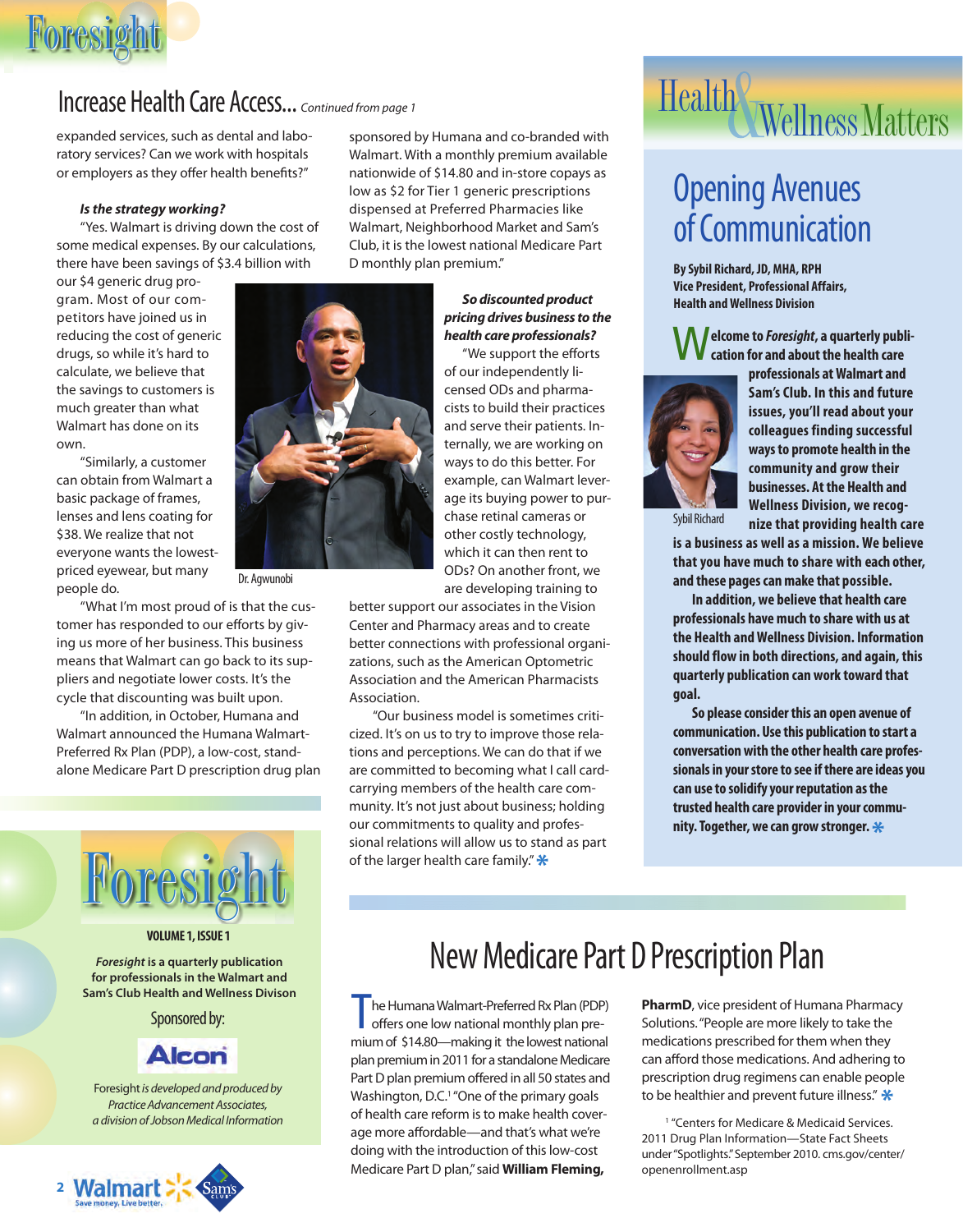## Increase Health Care Access... *Continued from page 1*

expanded services, such as dental and laboratory services? Can we work with hospitals or employers as they offer health benefits?"

***Is the strategy working?***

"Yes. Walmart is driving down the cost of some medical expenses. By our calculations, there have been savings of $3.4 billion with our $4 generic drug program. Most of our competitors have joined us in reducing the cost of generic drugs, so while it's hard to calculate, we believe that the savings to customers is much greater than what Walmart has done on its own.

"Similarly, a customer can obtain from Walmart a basic package of frames, lenses and lens coating for $38. We realize that not everyone wants the lowest-priced eyewear, but many people do.

"What I'm most proud of is that the customer has responded to our efforts by giving us more of her business. This business means that Walmart can go back to its suppliers and negotiate lower costs. It's the cycle that discounting was built upon.

"In addition, in October, Humana and Walmart announced the Humana Walmart-Preferred Rx Plan (PDP), a low-cost, standalone Medicare Part D prescription drug plan sponsored by Humana and co-branded with Walmart. With a monthly premium available nationwide of $14.80 and in-store copays as low as $2 for Tier 1 generic prescriptions dispensed at Preferred Pharmacies like Walmart, Neighborhood Market and Sam's Club, it is the lowest national Medicare Part D monthly plan premium."

Dr. Agwunobi

***So discounted product pricing drives business to the health care professionals?***

"We support the efforts of our independently licensed ODs and pharmacists to build their practices and serve their patients. Internally, we are working on ways to do this better. For example, can Walmart leverage its buying power to purchase retinal cameras or other costly technology, which it can then rent to ODs? On another front, we are developing training to better support our associates in the Vision Center and Pharmacy areas and to create better connections with professional organizations, such as the American Optometric Association and the American Pharmacists Association.

"Our business model is sometimes criticized. It's on us to try to improve those relations and perceptions. We can do that if we are committed to becoming what I call card-carrying members of the health care community. It's not just about business; holding our commitments to quality and professional relations will allow us to stand as part of the larger health care family." *

**Foresight**

**VOLUME 1, ISSUE 1**

***Foresight* is a quarterly publication for professionals in the Walmart and Sam's Club Health and Wellness Divison**

Sponsored by:

Alcon

Foresight *is developed and produced by Practice Advancement Associates, a division of Jobson Medical Information*

## Health & Wellness Matters

# Opening Avenues of Communication

**By Sybil Richard, JD, MHA, RPH**
**Vice President, Professional Affairs, Health and Wellness Division**

Sybil Richard

**Welcome to *Foresight*, a quarterly publication for and about the health care professionals at Walmart and Sam's Club. In this and future issues, you'll read about your colleagues finding successful ways to promote health in the community and grow their businesses. At the Health and Wellness Division, we recognize that providing health care is a business as well as a mission. We believe that you have much to share with each other, and these pages can make that possible.**

**In addition, we believe that health care professionals have much to share with us at the Health and Wellness Division. Information should flow in both directions, and again, this quarterly publication can work toward that goal.**

**So please consider this an open avenue of communication. Use this publication to start a conversation with the other health care professionals in your store to see if there are ideas you can use to solidify your reputation as the trusted health care provider in your community. Together, we can grow stronger.** *

# New Medicare Part D Prescription Plan

The Humana Walmart-Preferred Rx Plan (PDP) offers one low national monthly plan premium of $14.80—making it the lowest national plan premium in 2011 for a standalone Medicare Part D plan premium offered in all 50 states and Washington, D.C.[1] "One of the primary goals of health care reform is to make health coverage more affordable—and that's what we're doing with the introduction of this low-cost Medicare Part D plan," said **William Fleming, PharmD**, vice president of Humana Pharmacy Solutions. "People are more likely to take the medications prescribed for them when they can afford those medications. And adhering to prescription drug regimens can enable people to be healthier and prevent future illness." *

[1] "Centers for Medicare & Medicaid Services. 2011 Drug Plan Information—State Fact Sheets under "Spotlights." September 2010. cms.gov/center/openenrollment.asp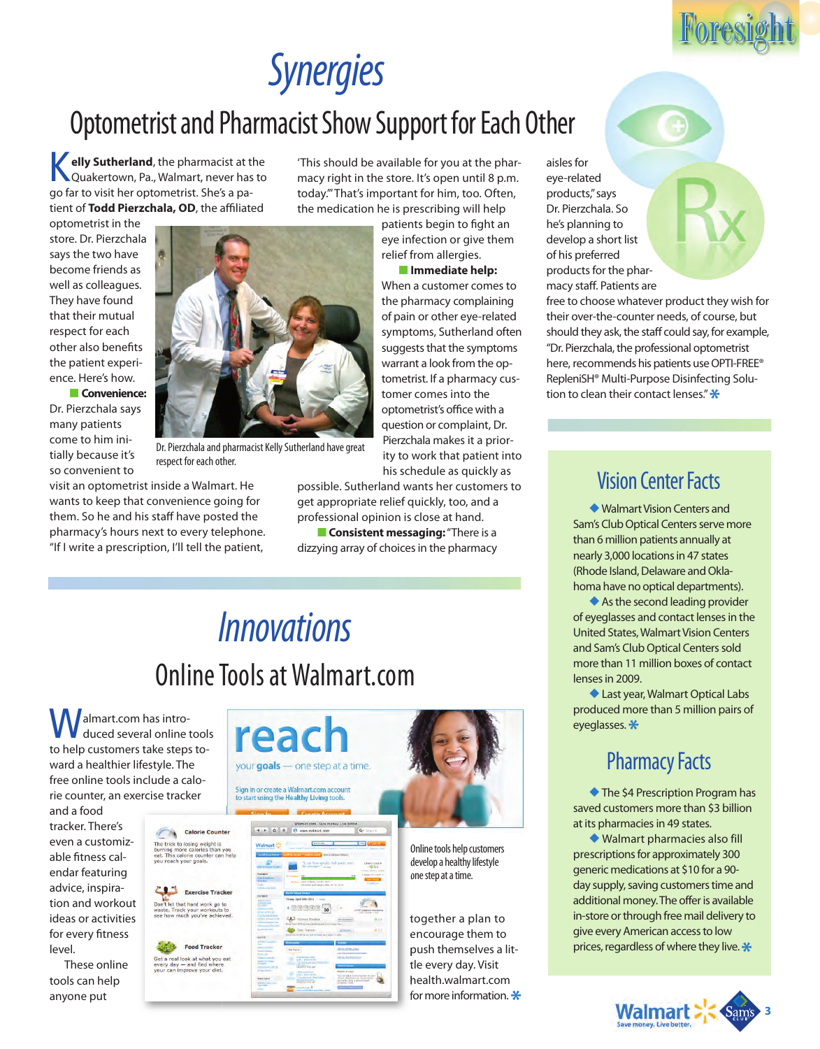# Synergies

## Optometrist and Pharmacist Show Support for Each Other

**Kelly Sutherland**, the pharmacist at the Quakertown, Pa., Walmart, never has to go far to visit her optometrist. She's a patient of **Todd Pierzchala, OD**, the affiliated optometrist in the store. Dr. Pierzchala says the two have become friends as well as colleagues. They have found that their mutual respect for each other also benefits the patient experience. Here's how.

**Convenience:** Dr. Pierzchala says many patients come to him initially because it's so convenient to visit an optometrist inside a Walmart. He wants to keep that convenience going for them. So he and his staff have posted the pharmacy's hours next to every telephone. "If I write a prescription, I'll tell the patient, 'This should be available for you at the pharmacy right in the store. It's open until 8 p.m. today.'" That's important for him, too. Often, the medication he is prescribing will help patients begin to fight an eye infection or give them relief from allergies.

Dr. Pierzchala and pharmacist Kelly Sutherland have great respect for each other.

**Immediate help:** When a customer comes to the pharmacy complaining of pain or other eye-related symptoms, Sutherland often suggests that the symptoms warrant a look from the optometrist. If a pharmacy customer comes into the optometrist's office with a question or complaint, Dr. Pierzchala makes it a priority to work that patient into his schedule as quickly as possible. Sutherland wants her customers to get appropriate relief quickly, too, and a professional opinion is close at hand.

**Consistent messaging:** "There is a dizzying array of choices in the pharmacy aisles for eye-related products," says Dr. Pierzchala. So he's planning to develop a short list of his preferred products for the pharmacy staff. Patients are free to choose whatever product they wish for their over-the-counter needs, of course, but should they ask, the staff could say, for example, "Dr. Pierzchala, the professional optometrist here, recommends his patients use OPTI-FREE® RepleniSH® Multi-Purpose Disinfecting Solution to clean their contact lenses." *

# Innovations

## Online Tools at Walmart.com

Walmart.com has introduced several online tools to help customers take steps toward a healthier lifestyle. The free online tools include a calorie counter, an exercise tracker and a food tracker. There's even a customizable fitness calendar featuring advice, inspiration and workout ideas or activities for every fitness level.

These online tools can help anyone put together a plan to encourage them to push themselves a little every day. Visit health.walmart.com for more information. *

Online tools help customers develop a healthy lifestyle one step at a time.

## Vision Center Facts

- Walmart Vision Centers and Sam's Club Optical Centers serve more than 6 million patients annually at nearly 3,000 locations in 47 states (Rhode Island, Delaware and Oklahoma have no optical departments).
- As the second leading provider of eyeglasses and contact lenses in the United States, Walmart Vision Centers and Sam's Club Optical Centers sold more than 11 million boxes of contact lenses in 2009.
- Last year, Walmart Optical Labs produced more than 5 million pairs of eyeglasses. *

## Pharmacy Facts

- The $4 Prescription Program has saved customers more than $3 billion at its pharmacies in 49 states.
- Walmart pharmacies also fill prescriptions for approximately 300 generic medications at $10 for a 90-day supply, saving customers time and additional money. The offer is available in-store or through free mail delivery to give every American access to low prices, regardless of where they live. *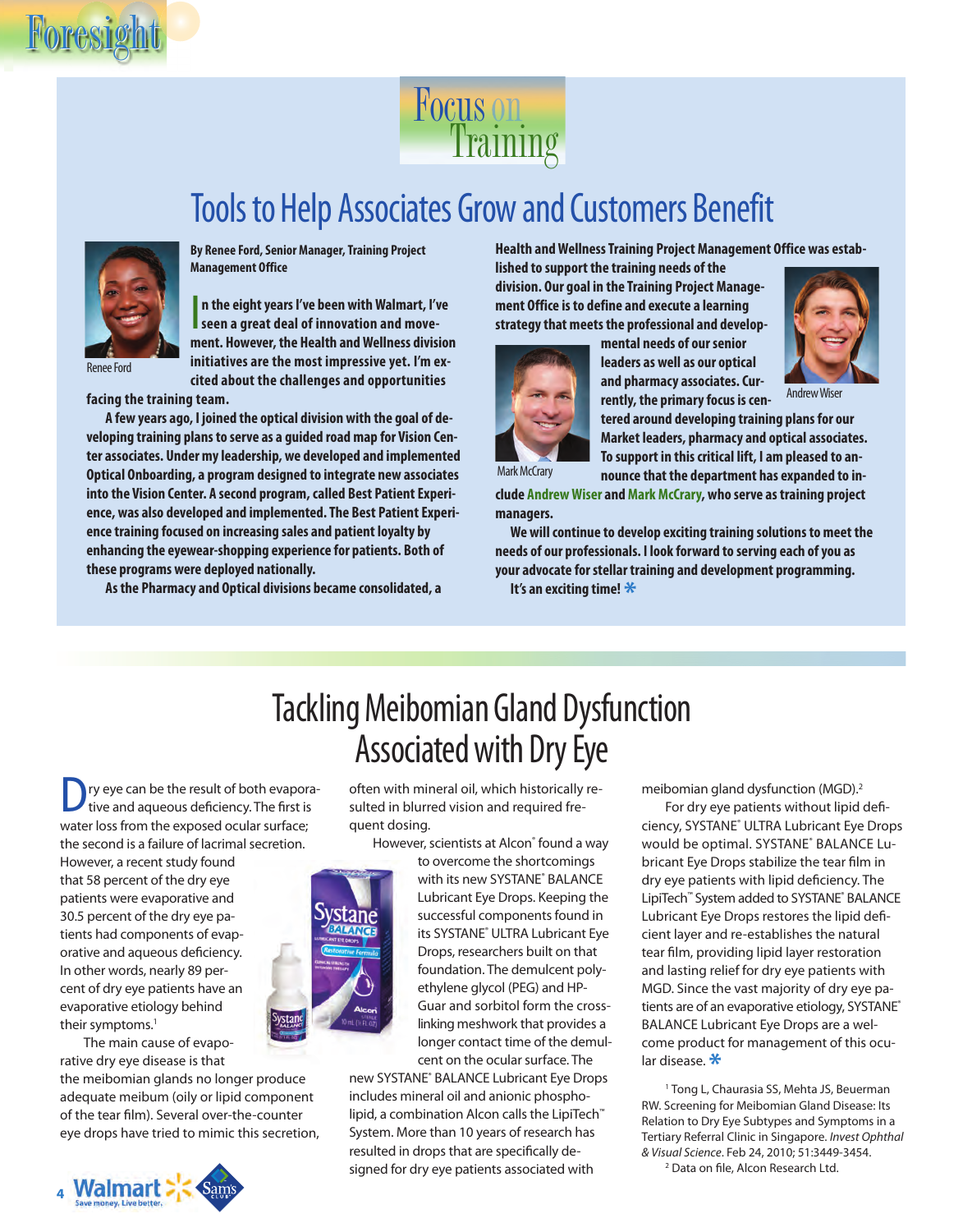## Focus on Training

# Tools to Help Associates Grow and Customers Benefit

Renee Ford

**By Renee Ford, Senior Manager, Training Project Management Office**

**In the eight years I've been with Walmart, I've seen a great deal of innovation and movement. However, the Health and Wellness division initiatives are the most impressive yet. I'm excited about the challenges and opportunities facing the training team.**

**A few years ago, I joined the optical division with the goal of developing training plans to serve as a guided road map for Vision Center associates. Under my leadership, we developed and implemented Optical Onboarding, a program designed to integrate new associates into the Vision Center. A second program, called Best Patient Experience, was also developed and implemented. The Best Patient Experience training focused on increasing sales and patient loyalty by enhancing the eyewear-shopping experience for patients. Both of these programs were deployed nationally.**

**As the Pharmacy and Optical divisions became consolidated, a Health and Wellness Training Project Management Office was established to support the training needs of the division. Our goal in the Training Project Management Office is to define and execute a learning strategy that meets the professional and developmental needs of our senior leaders as well as our optical and pharmacy associates. Currently, the primary focus is centered around developing training plans for our Market leaders, pharmacy and optical associates. To support in this critical lift, I am pleased to announce that the department has expanded to include Andrew Wiser and Mark McCrary, who serve as training project managers.**

Mark McCrary

Andrew Wiser

**We will continue to develop exciting training solutions to meet the needs of our professionals. I look forward to serving each of you as your advocate for stellar training and development programming.**

**It's an exciting time!** *

# Tackling Meibomian Gland Dysfunction Associated with Dry Eye

Dry eye can be the result of both evaporative and aqueous deficiency. The first is water loss from the exposed ocular surface; the second is a failure of lacrimal secretion. However, a recent study found that 58 percent of the dry eye patients were evaporative and 30.5 percent of the dry eye patients had components of evaporative and aqueous deficiency. In other words, nearly 89 percent of dry eye patients have an evaporative etiology behind their symptoms.[1]

The main cause of evaporative dry eye disease is that the meibomian glands no longer produce adequate meibum (oily or lipid component of the tear film). Several over-the-counter eye drops have tried to mimic this secretion, often with mineral oil, which historically resulted in blurred vision and required frequent dosing.

However, scientists at Alcon® found a way to overcome the shortcomings with its new SYSTANE® BALANCE Lubricant Eye Drops. Keeping the successful components found in its SYSTANE® ULTRA Lubricant Eye Drops, researchers built on that foundation. The demulcent polyethylene glycol (PEG) and HP-Guar and sorbitol form the cross-linking meshwork that provides a longer contact time of the demulcent on the ocular surface. The new SYSTANE® BALANCE Lubricant Eye Drops includes mineral oil and anionic phospholipid, a combination Alcon calls the LipiTech™ System. More than 10 years of research has resulted in drops that are specifically designed for dry eye patients associated with meibomian gland dysfunction (MGD).[2]

For dry eye patients without lipid deficiency, SYSTANE® ULTRA Lubricant Eye Drops would be optimal. SYSTANE® BALANCE Lubricant Eye Drops stabilize the tear film in dry eye patients with lipid deficiency. The LipiTech™ System added to SYSTANE® BALANCE Lubricant Eye Drops restores the lipid deficient layer and re-establishes the natural tear film, providing lipid layer restoration and lasting relief for dry eye patients with MGD. Since the vast majority of dry eye patients are of an evaporative etiology, SYSTANE® BALANCE Lubricant Eye Drops are a welcome product for management of this ocular disease. *

[1] Tong L, Chaurasia SS, Mehta JS, Beuerman RW. Screening for Meibomian Gland Disease: Its Relation to Dry Eye Subtypes and Symptoms in a Tertiary Referral Clinic in Singapore. *Invest Ophthal & Visual Science*. Feb 24, 2010; 51:3449-3454.

[2] Data on file, Alcon Research Ltd.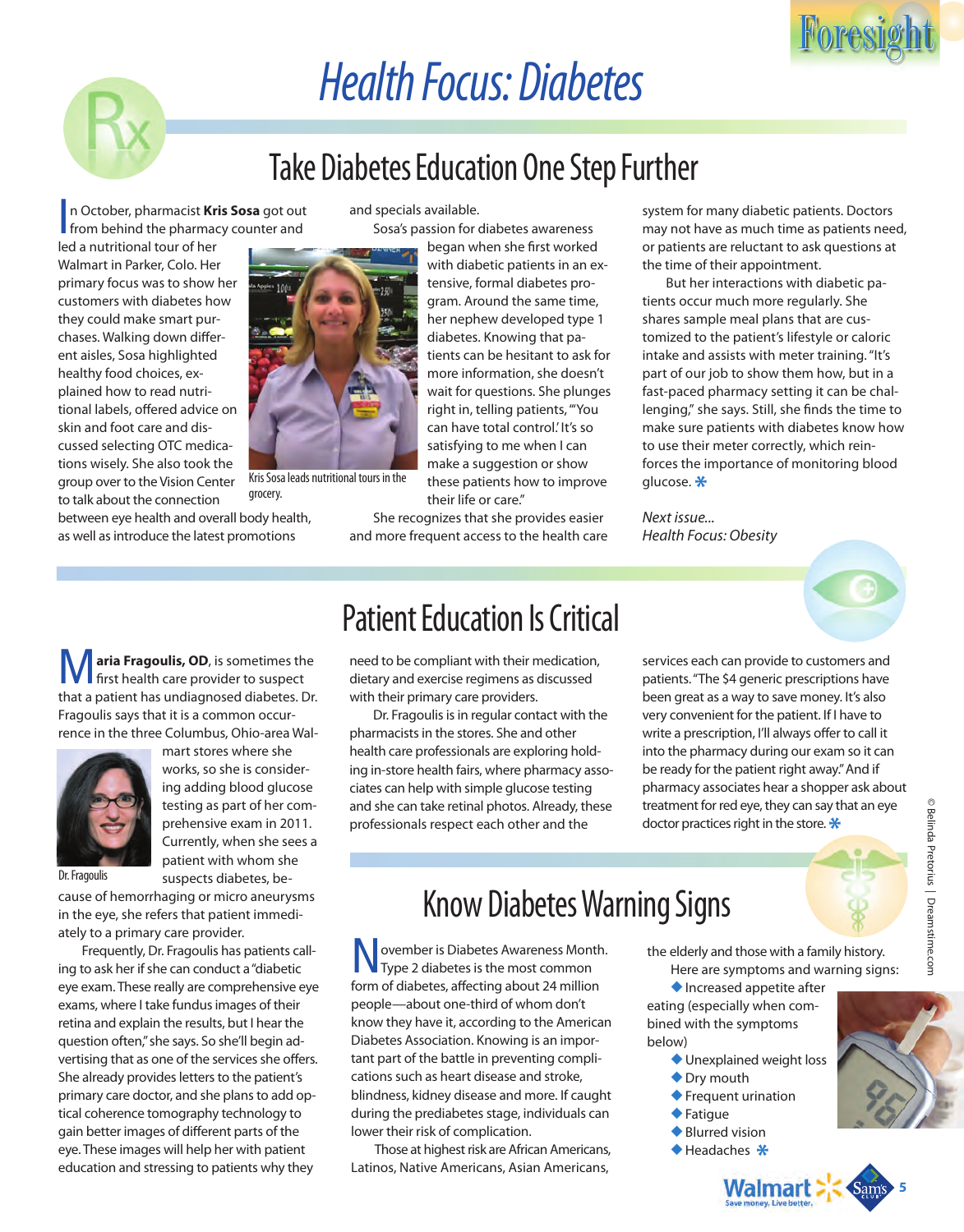# Health Focus: Diabetes

## Take Diabetes Education One Step Further

In October, pharmacist **Kris Sosa** got out from behind the pharmacy counter and led a nutritional tour of her Walmart in Parker, Colo. Her primary focus was to show her customers with diabetes how they could make smart purchases. Walking down different aisles, Sosa highlighted healthy food choices, explained how to read nutritional labels, offered advice on skin and foot care and discussed selecting OTC medications wisely. She also took the group over to the Vision Center to talk about the connection between eye health and overall body health, as well as introduce the latest promotions and specials available.

Kris Sosa leads nutritional tours in the grocery.

Sosa's passion for diabetes awareness began when she first worked with diabetic patients in an extensive, formal diabetes program. Around the same time, her nephew developed type 1 diabetes. Knowing that patients can be hesitant to ask for more information, she doesn't wait for questions. She plunges right in, telling patients, "'You can have total control.' It's so satisfying to me when I can make a suggestion or show these patients how to improve their life or care."

She recognizes that she provides easier and more frequent access to the health care system for many diabetic patients. Doctors may not have as much time as patients need, or patients are reluctant to ask questions at the time of their appointment.

But her interactions with diabetic patients occur much more regularly. She shares sample meal plans that are customized to the patient's lifestyle or caloric intake and assists with meter training. "It's part of our job to show them how, but in a fast-paced pharmacy setting it can be challenging," she says. Still, she finds the time to make sure patients with diabetes know how to use their meter correctly, which reinforces the importance of monitoring blood glucose. *

*Next issue...*
*Health Focus: Obesity*

## Patient Education Is Critical

**Maria Fragoulis, OD**, is sometimes the first health care provider to suspect that a patient has undiagnosed diabetes. Dr. Fragoulis says that it is a common occurrence in the three Columbus, Ohio-area Walmart stores where she works, so she is considering adding blood glucose testing as part of her comprehensive exam in 2011. Currently, when she sees a patient with whom she suspects diabetes, because of hemorrhaging or micro aneurysms in the eye, she refers that patient immediately to a primary care provider.

Dr. Fragoulis

Frequently, Dr. Fragoulis has patients calling to ask her if she can conduct a "diabetic eye exam. These really are comprehensive eye exams, where I take fundus images of their retina and explain the results, but I hear the question often," she says. So she'll begin advertising that as one of the services she offers. She already provides letters to the patient's primary care doctor, and she plans to add optical coherence tomography technology to gain better images of different parts of the eye. These images will help her with patient education and stressing to patients why they need to be compliant with their medication, dietary and exercise regimens as discussed with their primary care providers.

Dr. Fragoulis is in regular contact with the pharmacists in the stores. She and other health care professionals are exploring holding in-store health fairs, where pharmacy associates can help with simple glucose testing and she can take retinal photos. Already, these professionals respect each other and the services each can provide to customers and patients. "The $4 generic prescriptions have been great as a way to save money. It's also very convenient for the patient. If I have to write a prescription, I'll always offer to call it into the pharmacy during our exam so it can be ready for the patient right away." And if pharmacy associates hear a shopper ask about treatment for red eye, they can say that an eye doctor practices right in the store. *

## Know Diabetes Warning Signs

November is Diabetes Awareness Month. Type 2 diabetes is the most common form of diabetes, affecting about 24 million people—about one-third of whom don't know they have it, according to the American Diabetes Association. Knowing is an important part of the battle in preventing complications such as heart disease and stroke, blindness, kidney disease and more. If caught during the prediabetes stage, individuals can lower their risk of complication.

Those at highest risk are African Americans, Latinos, Native Americans, Asian Americans, the elderly and those with a family history.

Here are symptoms and warning signs:

- Increased appetite after eating (especially when combined with the symptoms below)
- Unexplained weight loss
- Dry mouth
- Frequent urination
- Fatigue
- Blurred vision
- Headaches *

© Belinda Pretorius | Dreamstime.com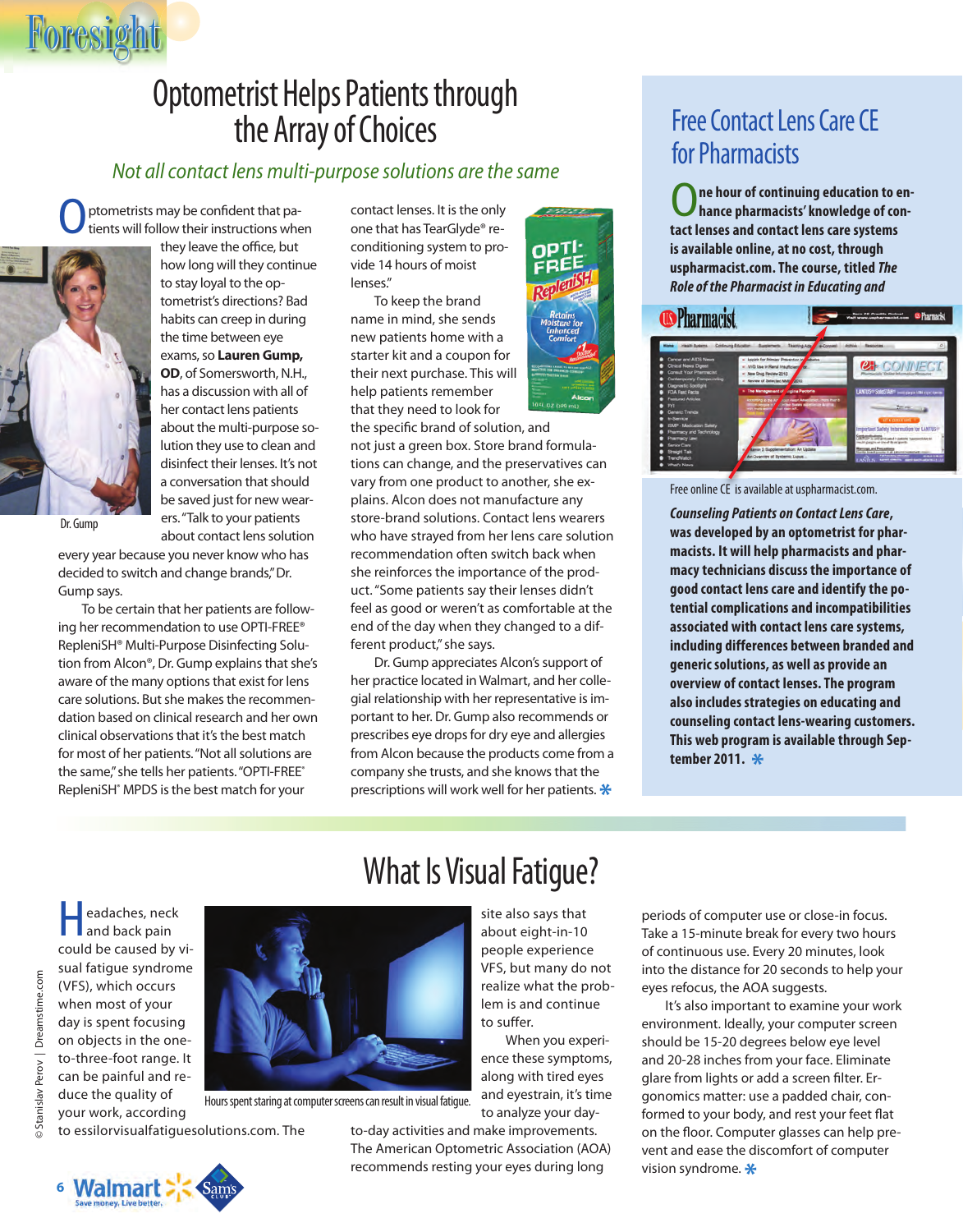# Optometrist Helps Patients through the Array of Choices

*Not all contact lens multi-purpose solutions are the same*

Optometrists may be confident that patients will follow their instructions when they leave the office, but how long will they continue to stay loyal to the optometrist's directions? Bad habits can creep in during the time between eye exams, so **Lauren Gump, OD**, of Somersworth, N.H., has a discussion with all of her contact lens patients about the multi-purpose solution they use to clean and disinfect their lenses. It's not a conversation that should be saved just for new wearers. "Talk to your patients about contact lens solution every year because you never know who has decided to switch and change brands," Dr. Gump says.

Dr. Gump

To be certain that her patients are following her recommendation to use OPTI-FREE® RepleniSH® Multi-Purpose Disinfecting Solution from Alcon®, Dr. Gump explains that she's aware of the many options that exist for lens care solutions. But she makes the recommendation based on clinical research and her own clinical observations that it's the best match for most of her patients. "Not all solutions are the same," she tells her patients. "OPTI-FREE® RepleniSH® MPDS is the best match for your contact lenses. It is the only one that has TearGlyde® reconditioning system to provide 14 hours of moist lenses."

To keep the brand name in mind, she sends new patients home with a starter kit and a coupon for their next purchase. This will help patients remember that they need to look for the specific brand of solution, and not just a green box. Store brand formulations can change, and the preservatives can vary from one product to another, she explains. Alcon does not manufacture any store-brand solutions. Contact lens wearers who have strayed from her lens care solution recommendation often switch back when she reinforces the importance of the product. "Some patients say their lenses didn't feel as good or weren't as comfortable at the end of the day when they changed to a different product," she says.

Dr. Gump appreciates Alcon's support of her practice located in Walmart, and her collegial relationship with her representative is important to her. Dr. Gump also recommends or prescribes eye drops for dry eye and allergies from Alcon because the products come from a company she trusts, and she knows that the prescriptions will work well for her patients. *

## Free Contact Lens Care CE for Pharmacists

**One hour of continuing education to enhance pharmacists' knowledge of contact lenses and contact lens care systems is available online, at no cost, through uspharmacist.com. The course, titled *The Role of the Pharmacist in Educating and Counseling Patients on Contact Lens Care*, was developed by an optometrist for pharmacists. It will help pharmacists and pharmacy technicians discuss the importance of good contact lens care and identify the potential complications and incompatibilities associated with contact lens care systems, including differences between branded and generic solutions, as well as provide an overview of contact lenses. The program also includes strategies on educating and counseling contact lens-wearing customers. This web program is available through September 2011.** *

Free online CE is available at uspharmacist.com.

# What Is Visual Fatigue?

Headaches, neck and back pain could be caused by visual fatigue syndrome (VFS), which occurs when most of your day is spent focusing on objects in the one-to-three-foot range. It can be painful and reduce the quality of your work, according to essilorvisualfatiguesolutions.com. The site also says that about eight-in-10 people experience VFS, but many do not realize what the problem is and continue to suffer.

Hours spent staring at computer screens can result in visual fatigue.

When you experience these symptoms, along with tired eyes and eyestrain, it's time to analyze your day-to-day activities and make improvements. The American Optometric Association (AOA) recommends resting your eyes during long periods of computer use or close-in focus. Take a 15-minute break for every two hours of continuous use. Every 20 minutes, look into the distance for 20 seconds to help your eyes refocus, the AOA suggests.

It's also important to examine your work environment. Ideally, your computer screen should be 15-20 degrees below eye level and 20-28 inches from your face. Eliminate glare from lights or add a screen filter. Ergonomics matter: use a padded chair, conformed to your body, and rest your feet flat on the floor. Computer glasses can help prevent and ease the discomfort of computer vision syndrome. *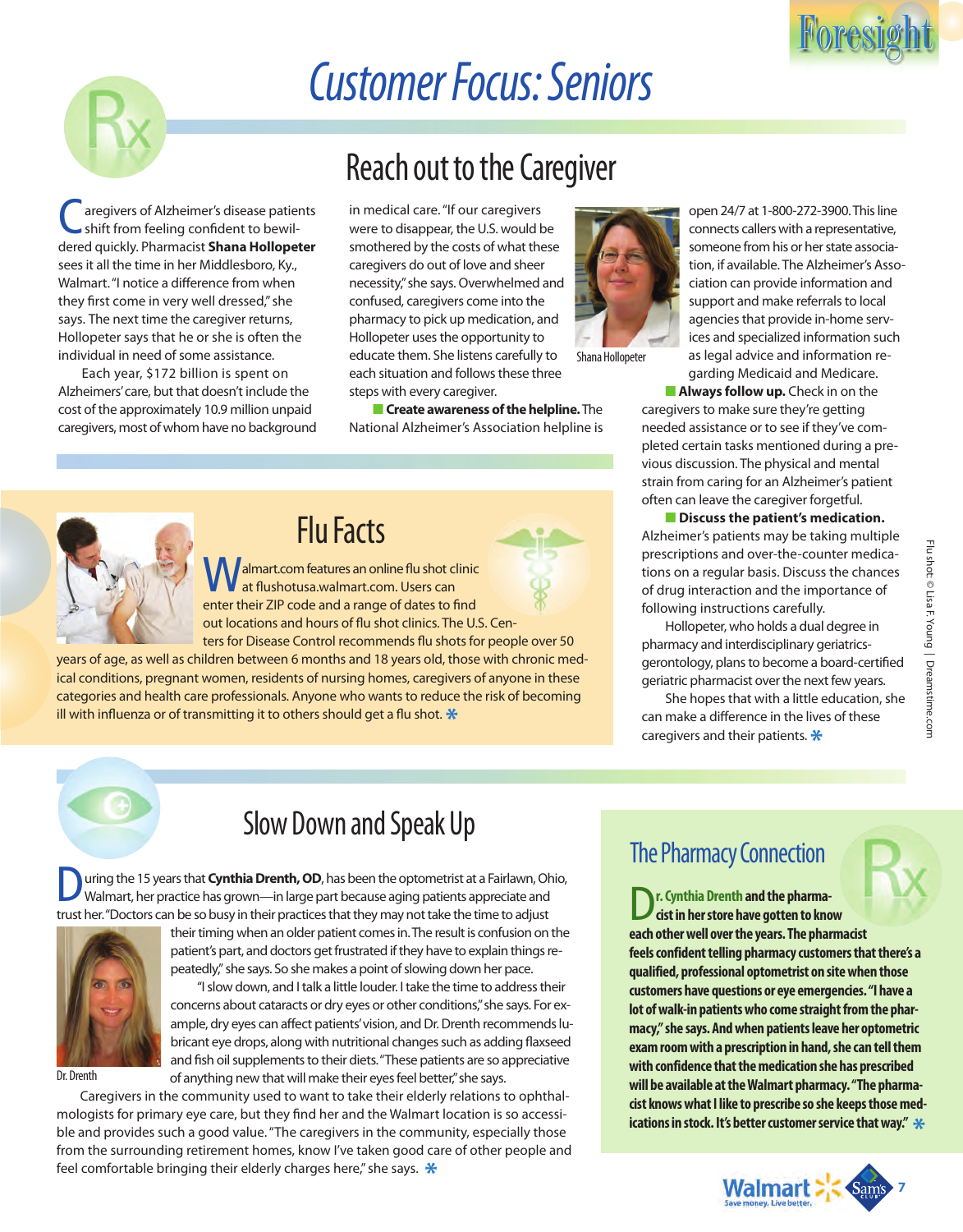# Customer Focus: Seniors

## Reach out to the Caregiver

Caregivers of Alzheimer's disease patients shift from feeling confident to bewildered quickly. Pharmacist **Shana Hollopeter** sees it all the time in her Middlesboro, Ky., Walmart. "I notice a difference from when they first come in very well dressed," she says. The next time the caregiver returns, Hollopeter says that he or she is often the individual in need of some assistance.

Each year, $172 billion is spent on Alzheimers' care, but that doesn't include the cost of the approximately 10.9 million unpaid caregivers, most of whom have no background in medical care. "If our caregivers were to disappear, the U.S. would be smothered by the costs of what these caregivers do out of love and sheer necessity," she says. Overwhelmed and confused, caregivers come into the pharmacy to pick up medication, and Hollopeter uses the opportunity to educate them. She listens carefully to each situation and follows these three steps with every caregiver.

Shana Hollopeter

- **Create awareness of the helpline.** The National Alzheimer's Association helpline is open 24/7 at 1-800-272-3900. This line connects callers with a representative, someone from his or her state association, if available. The Alzheimer's Association can provide information and support and make referrals to local agencies that provide in-home services and specialized information such as legal advice and information regarding Medicaid and Medicare.
- **Always follow up.** Check in on the caregivers to make sure they're getting needed assistance or to see if they've completed certain tasks mentioned during a previous discussion. The physical and mental strain from caring for an Alzheimer's patient often can leave the caregiver forgetful.
- **Discuss the patient's medication.** Alzheimer's patients may be taking multiple prescriptions and over-the-counter medications on a regular basis. Discuss the chances of drug interaction and the importance of following instructions carefully.

Hollopeter, who holds a dual degree in pharmacy and interdisciplinary geriatrics-gerontology, plans to become a board-certified geriatric pharmacist over the next few years.

She hopes that with a little education, she can make a difference in the lives of these caregivers and their patients. *

## Flu Facts

Walmart.com features an online flu shot clinic at flushotusa.walmart.com. Users can enter their ZIP code and a range of dates to find out locations and hours of flu shot clinics. The U.S. Centers for Disease Control recommends flu shots for people over 50 years of age, as well as children between 6 months and 18 years old, those with chronic medical conditions, pregnant women, residents of nursing homes, caregivers of anyone in these categories and health care professionals. Anyone who wants to reduce the risk of becoming ill with influenza or of transmitting it to others should get a flu shot. *

Flu shot: © Lisa F. Young | Dreamstime.com

## Slow Down and Speak Up

During the 15 years that **Cynthia Drenth, OD**, has been the optometrist at a Fairlawn, Ohio, Walmart, her practice has grown—in large part because aging patients appreciate and trust her. "Doctors can be so busy in their practices that they may not take the time to adjust their timing when an older patient comes in. The result is confusion on the patient's part, and doctors get frustrated if they have to explain things repeatedly," she says. So she makes a point of slowing down her pace.

"I slow down, and I talk a little louder. I take the time to address their concerns about cataracts or dry eyes or other conditions," she says. For example, dry eyes can affect patients' vision, and Dr. Drenth recommends lubricant eye drops, along with nutritional changes such as adding flaxseed and fish oil supplements to their diets. "These patients are so appreciative of anything new that will make their eyes feel better," she says.

Dr. Drenth

Caregivers in the community used to want to take their elderly relations to ophthalmologists for primary eye care, but they find her and the Walmart location is so accessible and provides such a good value. "The caregivers in the community, especially those from the surrounding retirement homes, know I've taken good care of other people and feel comfortable bringing their elderly charges here," she says. *

## The Pharmacy Connection

**Dr. Cynthia Drenth and the pharmacist in her store have gotten to know each other well over the years. The pharmacist feels confident telling pharmacy customers that there's a qualified, professional optometrist on site when those customers have questions or eye emergencies. "I have a lot of walk-in patients who come straight from the pharmacy," she says. And when patients leave her optometric exam room with a prescription in hand, she can tell them with confidence that the medication she has prescribed will be available at the Walmart pharmacy. "The pharmacist knows what I like to prescribe so she keeps those medications in stock. It's better customer service that way."** *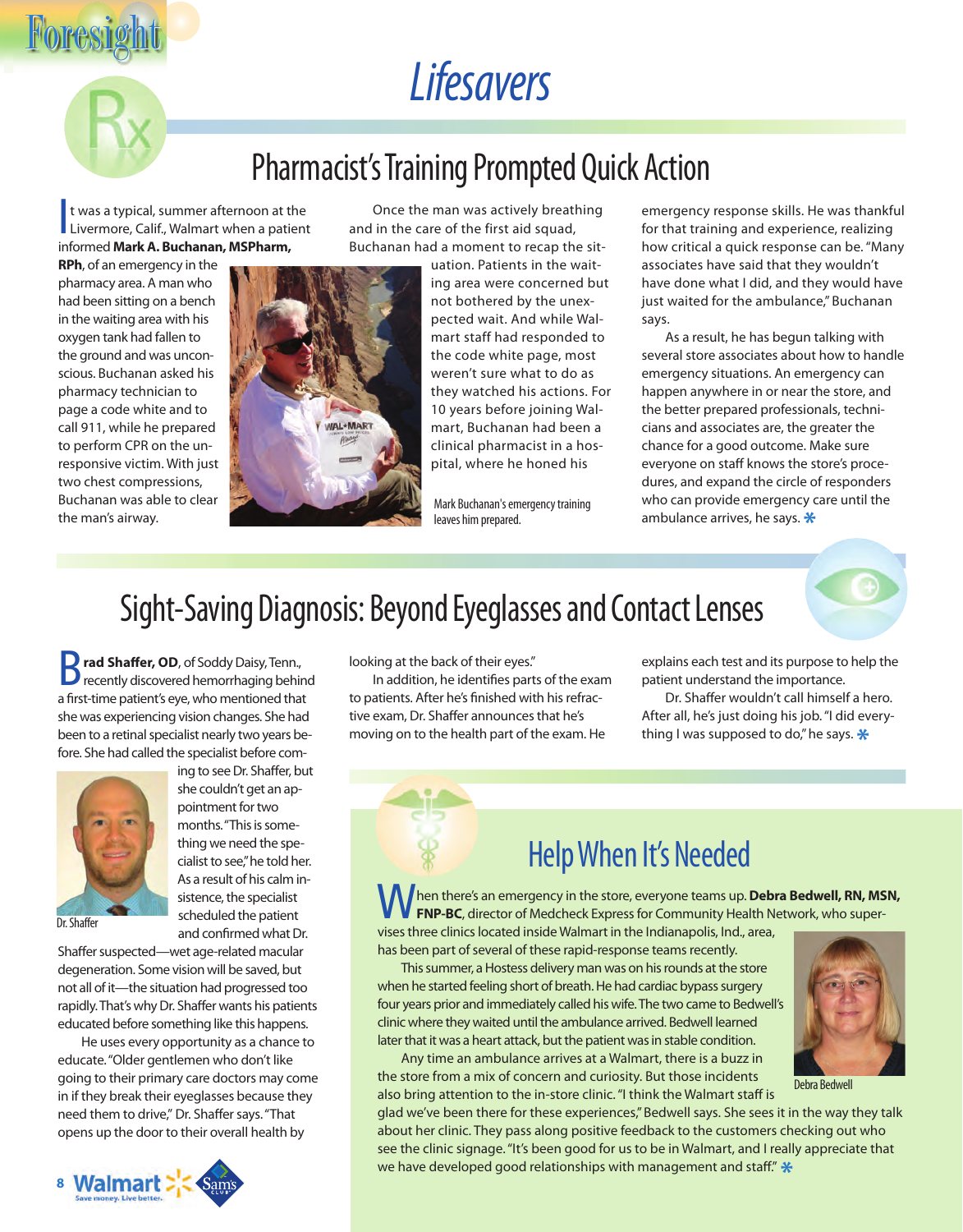# Lifesavers

## Pharmacist's Training Prompted Quick Action

It was a typical, summer afternoon at the Livermore, Calif., Walmart when a patient informed **Mark A. Buchanan, MSPharm, RPh**, of an emergency in the pharmacy area. A man who had been sitting on a bench in the waiting area with his oxygen tank had fallen to the ground and was unconscious. Buchanan asked his pharmacy technician to page a code white and to call 911, while he prepared to perform CPR on the unresponsive victim. With just two chest compressions, Buchanan was able to clear the man's airway.

Once the man was actively breathing and in the care of the first aid squad, Buchanan had a moment to recap the situation. Patients in the waiting area were concerned but not bothered by the unexpected wait. And while Walmart staff had responded to the code white page, most weren't sure what to do as they watched his actions. For 10 years before joining Walmart, Buchanan had been a clinical pharmacist in a hospital, where he honed his emergency response skills. He was thankful for that training and experience, realizing how critical a quick response can be. "Many associates have said that they wouldn't have done what I did, and they would have just waited for the ambulance," Buchanan says.

Mark Buchanan's emergency training leaves him prepared.

As a result, he has begun talking with several store associates about how to handle emergency situations. An emergency can happen anywhere in or near the store, and the better prepared professionals, technicians and associates are, the greater the chance for a good outcome. Make sure everyone on staff knows the store's procedures, and expand the circle of responders who can provide emergency care until the ambulance arrives, he says. *

## Sight-Saving Diagnosis: Beyond Eyeglasses and Contact Lenses

**Brad Shaffer, OD**, of Soddy Daisy, Tenn., recently discovered hemorrhaging behind a first-time patient's eye, who mentioned that she was experiencing vision changes. She had been to a retinal specialist nearly two years before. She had called the specialist before coming to see Dr. Shaffer, but she couldn't get an appointment for two months. "This is something we need the specialist to see," he told her. As a result of his calm insistence, the specialist scheduled the patient and confirmed what Dr. Shaffer suspected—wet age-related macular degeneration. Some vision will be saved, but not all of it—the situation had progressed too rapidly. That's why Dr. Shaffer wants his patients educated before something like this happens.

Dr. Shaffer

He uses every opportunity as a chance to educate. "Older gentlemen who don't like going to their primary care doctors may come in if they break their eyeglasses because they need them to drive," Dr. Shaffer says. "That opens up the door to their overall health by looking at the back of their eyes."

In addition, he identifies parts of the exam to patients. After he's finished with his refractive exam, Dr. Shaffer announces that he's moving on to the health part of the exam. He explains each test and its purpose to help the patient understand the importance.

Dr. Shaffer wouldn't call himself a hero. After all, he's just doing his job. "I did everything I was supposed to do," he says. *

## Help When It's Needed

When there's an emergency in the store, everyone teams up. **Debra Bedwell, RN, MSN, FNP-BC**, director of Medcheck Express for Community Health Network, who supervises three clinics located inside Walmart in the Indianapolis, Ind., area, has been part of several of these rapid-response teams recently.

This summer, a Hostess delivery man was on his rounds at the store when he started feeling short of breath. He had cardiac bypass surgery four years prior and immediately called his wife. The two came to Bedwell's clinic where they waited until the ambulance arrived. Bedwell learned later that it was a heart attack, but the patient was in stable condition.

Debra Bedwell

Any time an ambulance arrives at a Walmart, there is a buzz in the store from a mix of concern and curiosity. But those incidents also bring attention to the in-store clinic. "I think the Walmart staff is glad we've been there for these experiences," Bedwell says. She sees it in the way they talk about her clinic. They pass along positive feedback to the customers checking out who see the clinic signage. "It's been good for us to be in Walmart, and I really appreciate that we have developed good relationships with management and staff." *